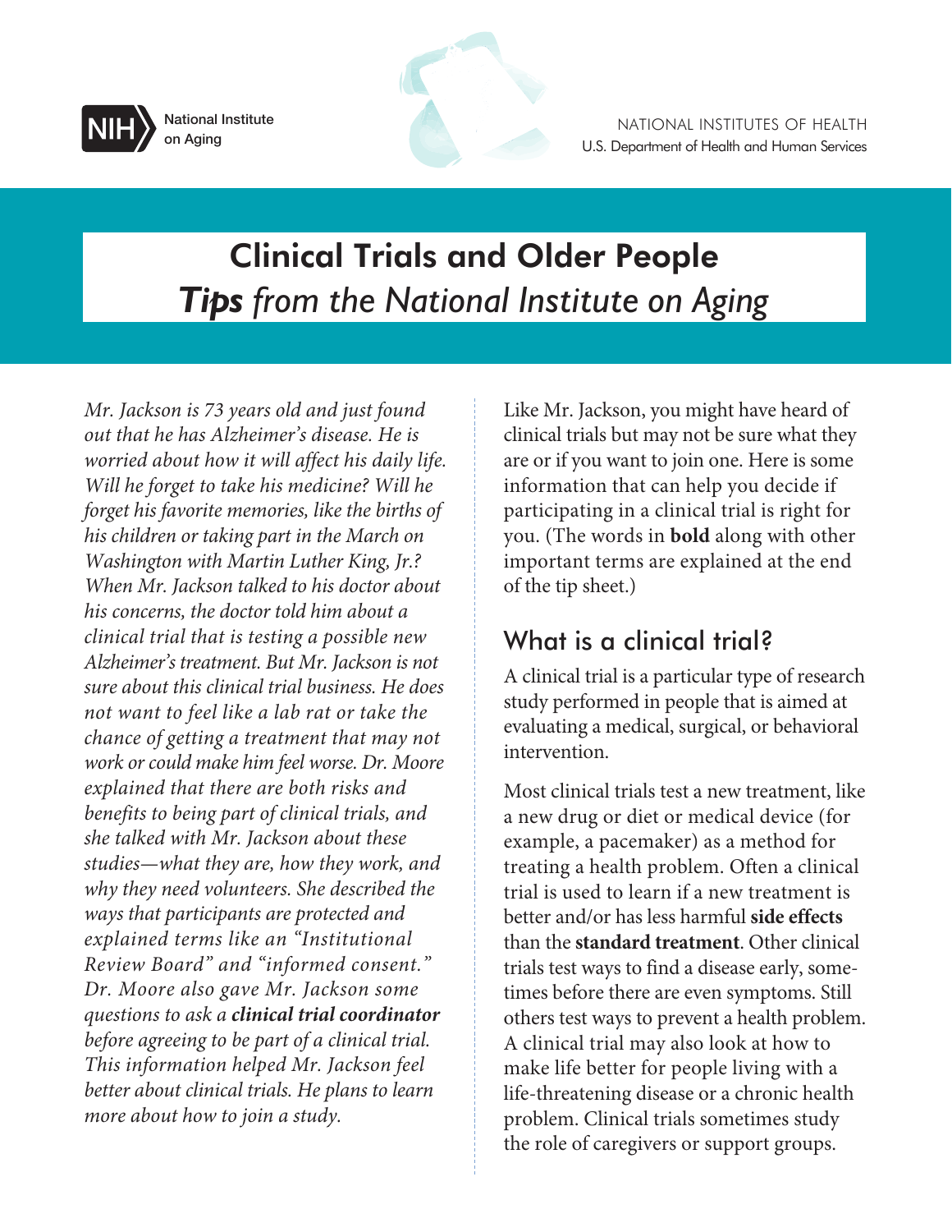NIH National Institute on Aging

NATIONAL INSTITUTES OF HEALTH
U.S. Department of Health and Human Services

# Clinical Trials and Older People
## *Tips from the National Institute on Aging*

*Mr. Jackson is 73 years old and just found out that he has Alzheimer's disease. He is worried about how it will affect his daily life. Will he forget to take his medicine? Will he forget his favorite memories, like the births of his children or taking part in the March on Washington with Martin Luther King, Jr.? When Mr. Jackson talked to his doctor about his concerns, the doctor told him about a clinical trial that is testing a possible new Alzheimer's treatment. But Mr. Jackson is not sure about this clinical trial business. He does not want to feel like a lab rat or take the chance of getting a treatment that may not work or could make him feel worse. Dr. Moore explained that there are both risks and benefits to being part of clinical trials, and she talked with Mr. Jackson about these studies—what they are, how they work, and why they need volunteers. She described the ways that participants are protected and explained terms like an "Institutional Review Board" and "informed consent." Dr. Moore also gave Mr. Jackson some questions to ask a* ***clinical trial coordinator*** *before agreeing to be part of a clinical trial. This information helped Mr. Jackson feel better about clinical trials. He plans to learn more about how to join a study.*

Like Mr. Jackson, you might have heard of clinical trials but may not be sure what they are or if you want to join one. Here is some information that can help you decide if participating in a clinical trial is right for you. (The words in **bold** along with other important terms are explained at the end of the tip sheet.)

## What is a clinical trial?

A clinical trial is a particular type of research study performed in people that is aimed at evaluating a medical, surgical, or behavioral intervention.

Most clinical trials test a new treatment, like a new drug or diet or medical device (for example, a pacemaker) as a method for treating a health problem. Often a clinical trial is used to learn if a new treatment is better and/or has less harmful **side effects** than the **standard treatment**. Other clinical trials test ways to find a disease early, sometimes before there are even symptoms. Still others test ways to prevent a health problem. A clinical trial may also look at how to make life better for people living with a life-threatening disease or a chronic health problem. Clinical trials sometimes study the role of caregivers or support groups.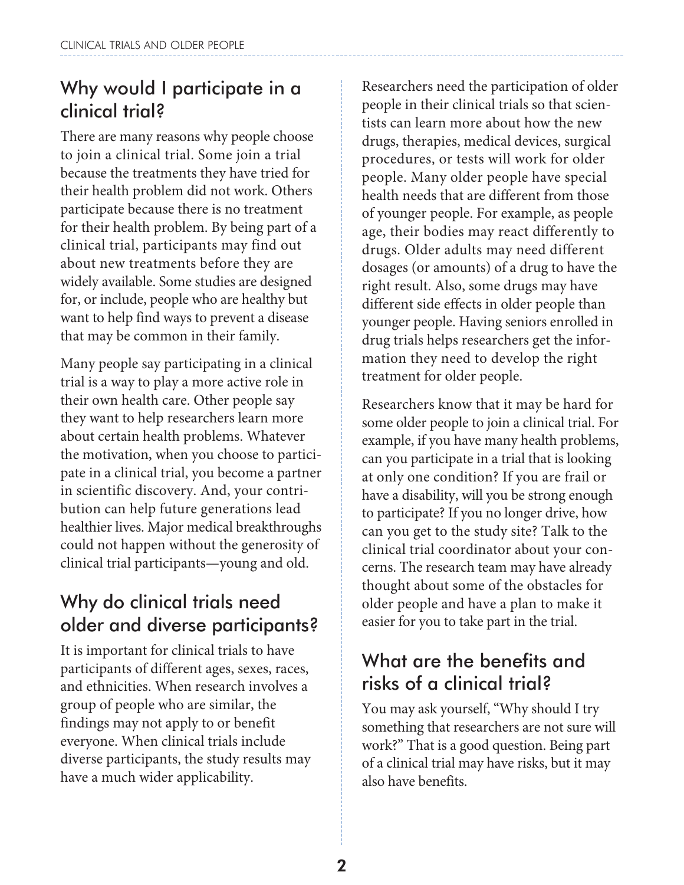## Why would I participate in a clinical trial?

There are many reasons why people choose to join a clinical trial. Some join a trial because the treatments they have tried for their health problem did not work. Others participate because there is no treatment for their health problem. By being part of a clinical trial, participants may find out about new treatments before they are widely available. Some studies are designed for, or include, people who are healthy but want to help find ways to prevent a disease that may be common in their family.

Many people say participating in a clinical trial is a way to play a more active role in their own health care. Other people say they want to help researchers learn more about certain health problems. Whatever the motivation, when you choose to participate in a clinical trial, you become a partner in scientific discovery. And, your contribution can help future generations lead healthier lives. Major medical breakthroughs could not happen without the generosity of clinical trial participants—young and old.

## Why do clinical trials need older and diverse participants?

It is important for clinical trials to have participants of different ages, sexes, races, and ethnicities. When research involves a group of people who are similar, the findings may not apply to or benefit everyone. When clinical trials include diverse participants, the study results may have a much wider applicability.

Researchers need the participation of older people in their clinical trials so that scientists can learn more about how the new drugs, therapies, medical devices, surgical procedures, or tests will work for older people. Many older people have special health needs that are different from those of younger people. For example, as people age, their bodies may react differently to drugs. Older adults may need different dosages (or amounts) of a drug to have the right result. Also, some drugs may have different side effects in older people than younger people. Having seniors enrolled in drug trials helps researchers get the information they need to develop the right treatment for older people.

Researchers know that it may be hard for some older people to join a clinical trial. For example, if you have many health problems, can you participate in a trial that is looking at only one condition? If you are frail or have a disability, will you be strong enough to participate? If you no longer drive, how can you get to the study site? Talk to the clinical trial coordinator about your concerns. The research team may have already thought about some of the obstacles for older people and have a plan to make it easier for you to take part in the trial.

## What are the benefits and risks of a clinical trial?

You may ask yourself, "Why should I try something that researchers are not sure will work?" That is a good question. Being part of a clinical trial may have risks, but it may also have benefits.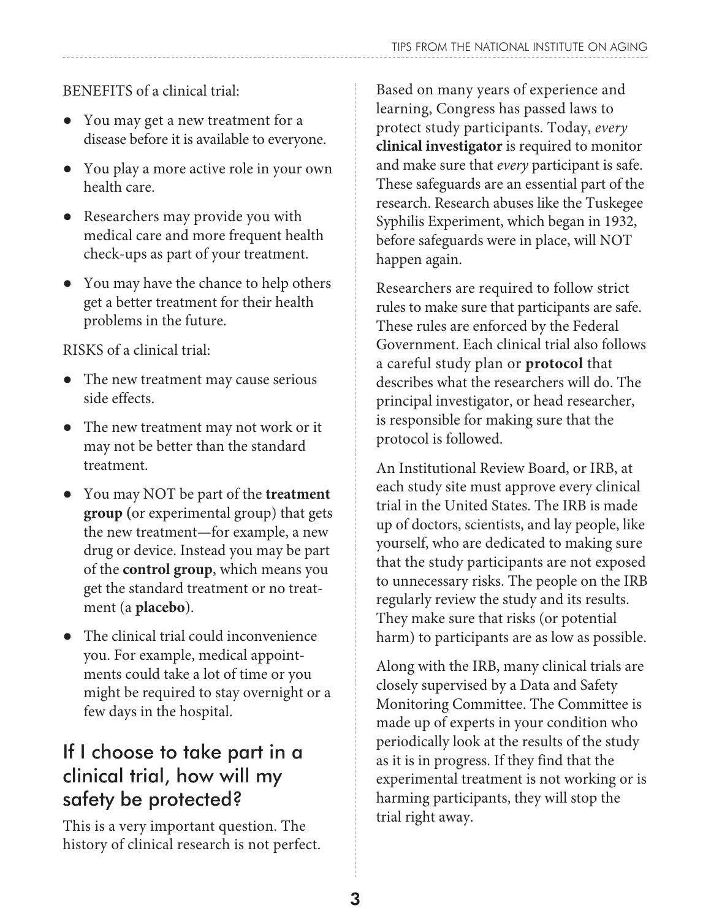BENEFITS of a clinical trial:

- You may get a new treatment for a disease before it is available to everyone.
- You play a more active role in your own health care.
- Researchers may provide you with medical care and more frequent health check-ups as part of your treatment.
- You may have the chance to help others get a better treatment for their health problems in the future.

RISKS of a clinical trial:

- The new treatment may cause serious side effects.
- The new treatment may not work or it may not be better than the standard treatment.
- You may NOT be part of the **treatment group (**or experimental group) that gets the new treatment—for example, a new drug or device. Instead you may be part of the **control group**, which means you get the standard treatment or no treatment (a **placebo**).
- The clinical trial could inconvenience you. For example, medical appointments could take a lot of time or you might be required to stay overnight or a few days in the hospital.

## If I choose to take part in a clinical trial, how will my safety be protected?

This is a very important question. The history of clinical research is not perfect. Based on many years of experience and learning, Congress has passed laws to protect study participants. Today, *every* **clinical investigator** is required to monitor and make sure that *every* participant is safe. These safeguards are an essential part of the research. Research abuses like the Tuskegee Syphilis Experiment, which began in 1932, before safeguards were in place, will NOT happen again.

Researchers are required to follow strict rules to make sure that participants are safe. These rules are enforced by the Federal Government. Each clinical trial also follows a careful study plan or **protocol** that describes what the researchers will do. The principal investigator, or head researcher, is responsible for making sure that the protocol is followed.

An Institutional Review Board, or IRB, at each study site must approve every clinical trial in the United States. The IRB is made up of doctors, scientists, and lay people, like yourself, who are dedicated to making sure that the study participants are not exposed to unnecessary risks. The people on the IRB regularly review the study and its results. They make sure that risks (or potential harm) to participants are as low as possible.

Along with the IRB, many clinical trials are closely supervised by a Data and Safety Monitoring Committee. The Committee is made up of experts in your condition who periodically look at the results of the study as it is in progress. If they find that the experimental treatment is not working or is harming participants, they will stop the trial right away.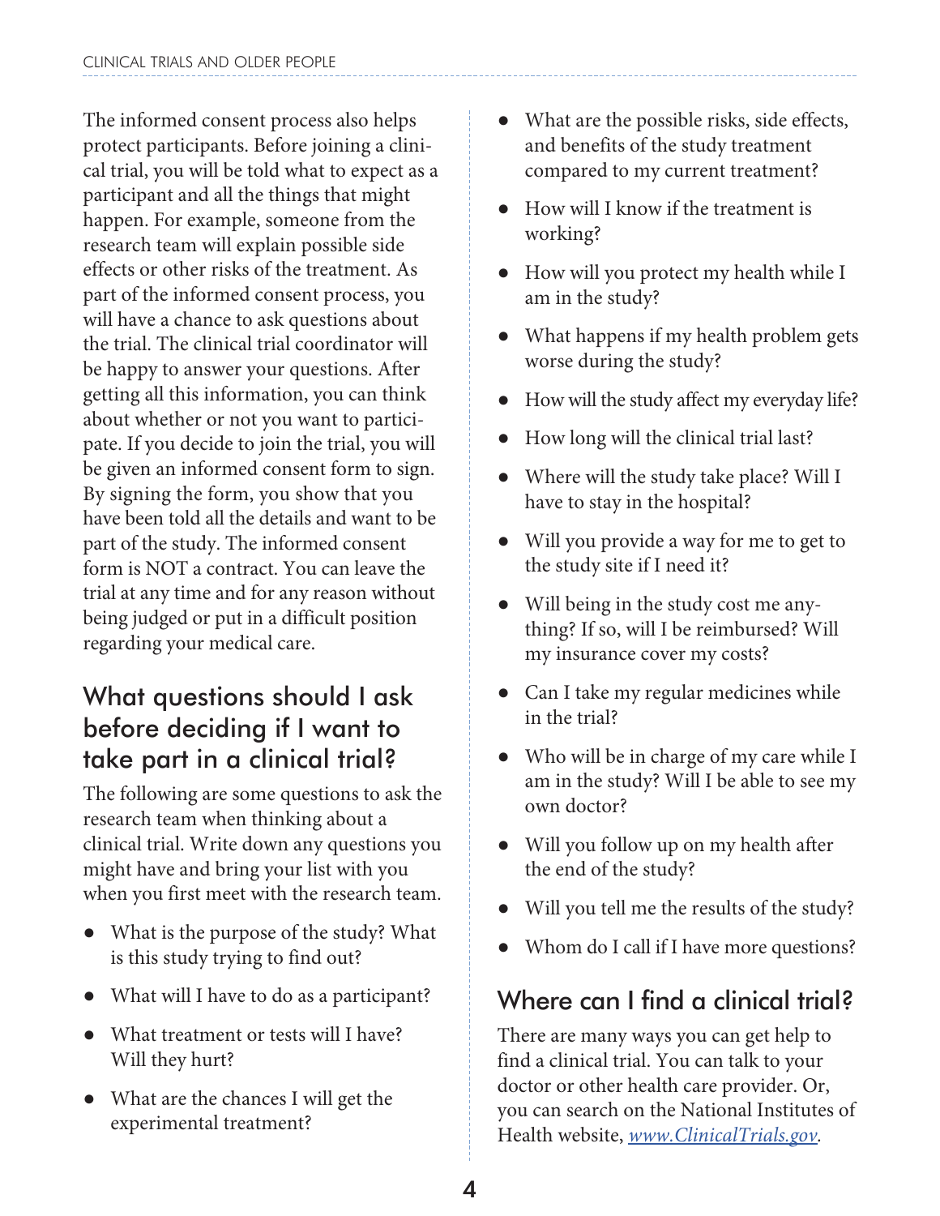The informed consent process also helps protect participants. Before joining a clinical trial, you will be told what to expect as a participant and all the things that might happen. For example, someone from the research team will explain possible side effects or other risks of the treatment. As part of the informed consent process, you will have a chance to ask questions about the trial. The clinical trial coordinator will be happy to answer your questions. After getting all this information, you can think about whether or not you want to participate. If you decide to join the trial, you will be given an informed consent form to sign. By signing the form, you show that you have been told all the details and want to be part of the study. The informed consent form is NOT a contract. You can leave the trial at any time and for any reason without being judged or put in a difficult position regarding your medical care.

## What questions should I ask before deciding if I want to take part in a clinical trial?

The following are some questions to ask the research team when thinking about a clinical trial. Write down any questions you might have and bring your list with you when you first meet with the research team.

- What is the purpose of the study? What is this study trying to find out?
- What will I have to do as a participant?
- What treatment or tests will I have? Will they hurt?
- What are the chances I will get the experimental treatment?
- What are the possible risks, side effects, and benefits of the study treatment compared to my current treatment?
- How will I know if the treatment is working?
- How will you protect my health while I am in the study?
- What happens if my health problem gets worse during the study?
- How will the study affect my everyday life?
- How long will the clinical trial last?
- Where will the study take place? Will I have to stay in the hospital?
- Will you provide a way for me to get to the study site if I need it?
- Will being in the study cost me anything? If so, will I be reimbursed? Will my insurance cover my costs?
- Can I take my regular medicines while in the trial?
- Who will be in charge of my care while I am in the study? Will I be able to see my own doctor?
- Will you follow up on my health after the end of the study?
- Will you tell me the results of the study?
- Whom do I call if I have more questions?

## Where can I find a clinical trial?

There are many ways you can get help to find a clinical trial. You can talk to your doctor or other health care provider. Or, you can search on the National Institutes of Health website, *www.ClinicalTrials.gov*.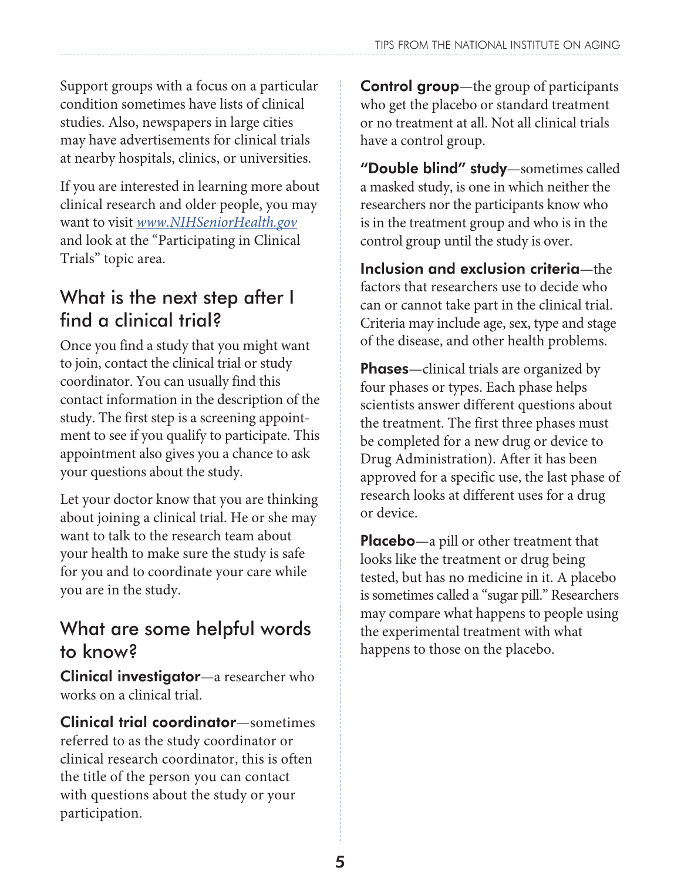Support groups with a focus on a particular condition sometimes have lists of clinical studies. Also, newspapers in large cities may have advertisements for clinical trials at nearby hospitals, clinics, or universities.

If you are interested in learning more about clinical research and older people, you may want to visit *www.NIHSeniorHealth.gov* and look at the "Participating in Clinical Trials" topic area.

## What is the next step after I find a clinical trial?

Once you find a study that you might want to join, contact the clinical trial or study coordinator. You can usually find this contact information in the description of the study. The first step is a screening appointment to see if you qualify to participate. This appointment also gives you a chance to ask your questions about the study.

Let your doctor know that you are thinking about joining a clinical trial. He or she may want to talk to the research team about your health to make sure the study is safe for you and to coordinate your care while you are in the study.

## What are some helpful words to know?

**Clinical investigator**—a researcher who works on a clinical trial.

**Clinical trial coordinator**—sometimes referred to as the study coordinator or clinical research coordinator, this is often the title of the person you can contact with questions about the study or your participation.

**Control group**—the group of participants who get the placebo or standard treatment or no treatment at all. Not all clinical trials have a control group.

**"Double blind" study**—sometimes called a masked study, is one in which neither the researchers nor the participants know who is in the treatment group and who is in the control group until the study is over.

**Inclusion and exclusion criteria**—the factors that researchers use to decide who can or cannot take part in the clinical trial. Criteria may include age, sex, type and stage of the disease, and other health problems.

**Phases**—clinical trials are organized by four phases or types. Each phase helps scientists answer different questions about the treatment. The first three phases must be completed for a new drug or device to Drug Administration). After it has been approved for a specific use, the last phase of research looks at different uses for a drug or device.

**Placebo**—a pill or other treatment that looks like the treatment or drug being tested, but has no medicine in it. A placebo is sometimes called a "sugar pill." Researchers may compare what happens to people using the experimental treatment with what happens to those on the placebo.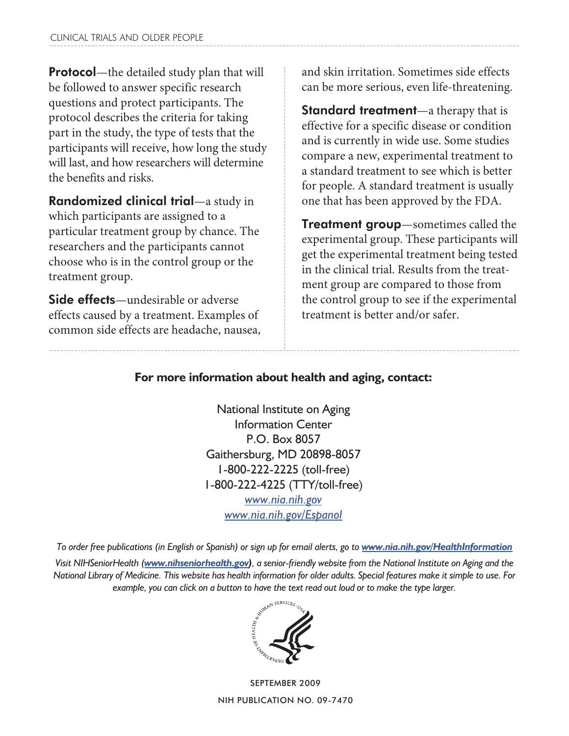**Protocol**—the detailed study plan that will be followed to answer specific research questions and protect participants. The protocol describes the criteria for taking part in the study, the type of tests that the participants will receive, how long the study will last, and how researchers will determine the benefits and risks.

**Randomized clinical trial**—a study in which participants are assigned to a particular treatment group by chance. The researchers and the participants cannot choose who is in the control group or the treatment group.

**Side effects**—undesirable or adverse effects caused by a treatment. Examples of common side effects are headache, nausea, and skin irritation. Sometimes side effects can be more serious, even life-threatening.

**Standard treatment**—a therapy that is effective for a specific disease or condition and is currently in wide use. Some studies compare a new, experimental treatment to a standard treatment to see which is better for people. A standard treatment is usually one that has been approved by the FDA.

**Treatment group**—sometimes called the experimental group. These participants will get the experimental treatment being tested in the clinical trial. Results from the treatment group are compared to those from the control group to see if the experimental treatment is better and/or safer.

**For more information about health and aging, contact:**

National Institute on Aging
Information Center
P.O. Box 8057
Gaithersburg, MD 20898-8057
1-800-222-2225 (toll-free)
1-800-222-4225 (TTY/toll-free)
www.nia.nih.gov
www.nia.nih.gov/Espanol

*To order free publications (in English or Spanish) or sign up for email alerts, go to* ***www.nia.nih.gov/HealthInformation***

*Visit NIHSeniorHealth (**www.nihseniorhealth.gov**), a senior-friendly website from the National Institute on Aging and the National Library of Medicine. This website has health information for older adults. Special features make it simple to use. For example, you can click on a button to have the text read out loud or to make the type larger.*

SEPTEMBER 2009

NIH PUBLICATION NO. 09-7470